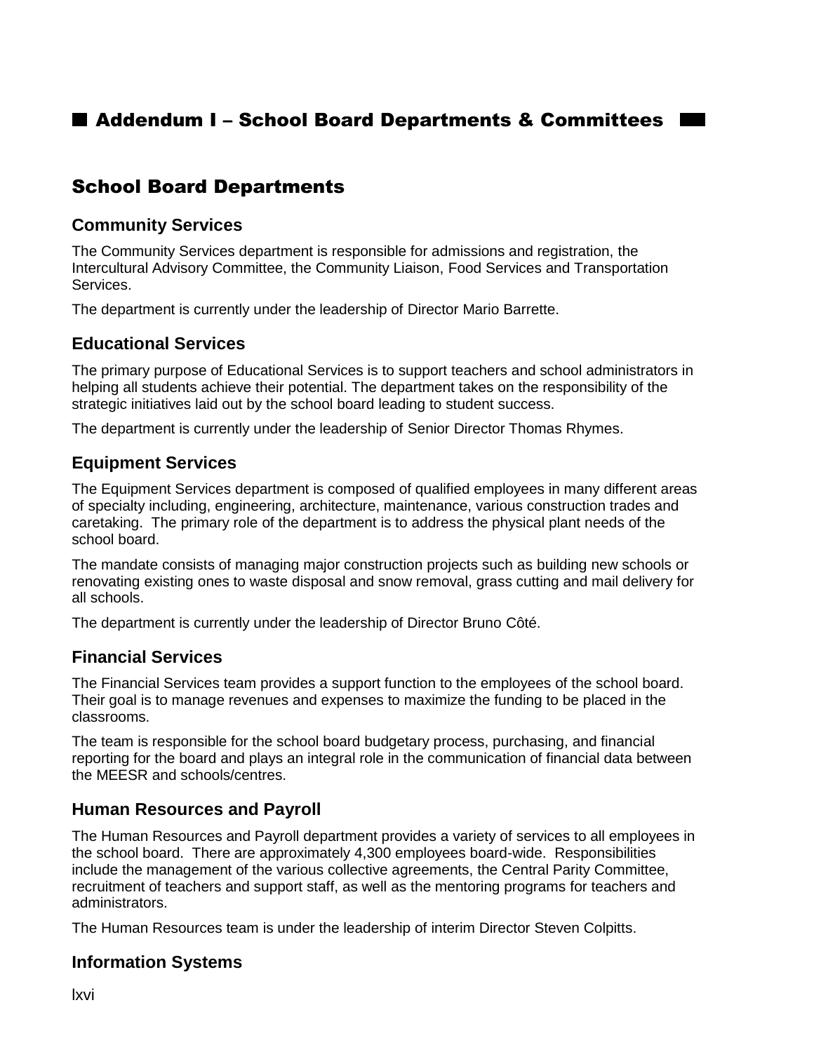# Addendum I – School Board Departments & Committees

## School Board Departments

### Community Services

The Community Services department is responsible for admissions and registration, the Intercultural Advisory Committee, the Community Liaison, Food Services and Transportation Services.

The department is currently under the leadership of Director Mario Barrette.

### Educational Services

The primary purpose of Educational Services is to support teachers and school administrators in helping all students achieve their potential. The department takes on the responsibility of the strategic initiatives laid out by the school board leading to student success.

The department is currently under the leadership of Senior Director Thomas Rhymes.

### Equipment Services

The Equipment Services department is composed of qualified employees in many different areas of specialty including, engineering, architecture, maintenance, various construction trades and caretaking. The primary role of the department is to address the physical plant needs of the school board.

The mandate consists of managing major construction projects such as building new schools or renovating existing ones to waste disposal and snow removal, grass cutting and mail delivery for all schools.

The department is currently under the leadership of Director Bruno Côté.

### Financial Services

The Financial Services team provides a support function to the employees of the school board. Their goal is to manage revenues and expenses to maximize the funding to be placed in the classrooms.

The team is responsible for the school board budgetary process, purchasing, and financial reporting for the board and plays an integral role in the communication of financial data between the MEESR and schools/centres.

### Human Resources and Payroll

The Human Resources and Payroll department provides a variety of services to all employees in the school board. There are approximately 4,300 employees board-wide. Responsibilities include the management of the various collective agreements, the Central Parity Committee, recruitment of teachers and support staff, as well as the mentoring programs for teachers and administrators.

The Human Resources team is under the leadership of interim Director Steven Colpitts.

### Information Systems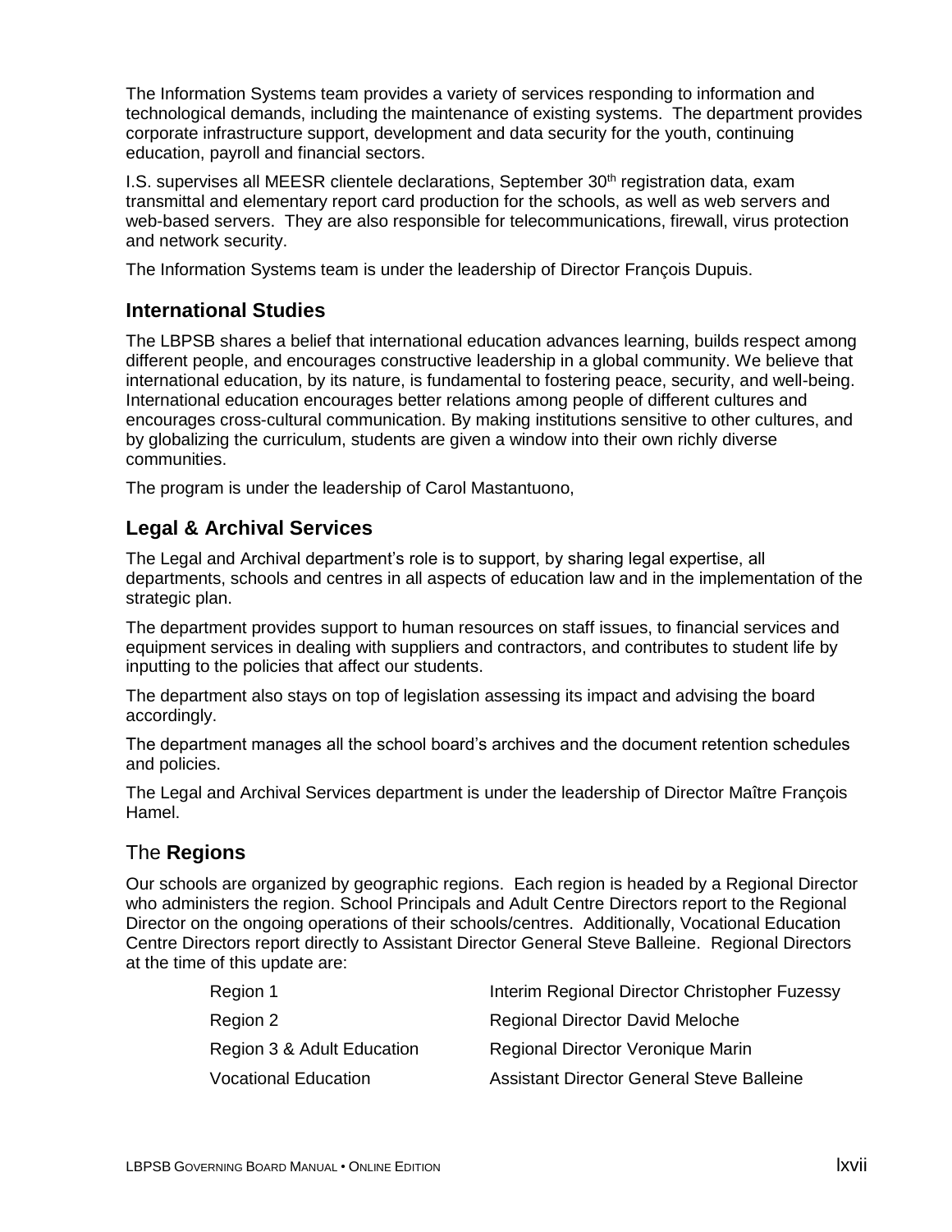The Information Systems team provides a variety of services responding to information and technological demands, including the maintenance of existing systems. The department provides corporate infrastructure support, development and data security for the youth, continuing education, payroll and financial sectors.

I.S. supervises all MEESR clientele declarations, September 30th registration data, exam transmittal and elementary report card production for the schools, as well as web servers and web-based servers. They are also responsible for telecommunications, firewall, virus protection and network security.

The Information Systems team is under the leadership of Director François Dupuis.

## International Studies

The LBPSB shares a belief that international education advances learning, builds respect among different people, and encourages constructive leadership in a global community. We believe that international education, by its nature, is fundamental to fostering peace, security, and well-being. International education encourages better relations among people of different cultures and encourages cross-cultural communication. By making institutions sensitive to other cultures, and by globalizing the curriculum, students are given a window into their own richly diverse communities.

The program is under the leadership of Carol Mastantuono,

## Legal & Archival Services

The Legal and Archival department's role is to support, by sharing legal expertise, all departments, schools and centres in all aspects of education law and in the implementation of the strategic plan.

The department provides support to human resources on staff issues, to financial services and equipment services in dealing with suppliers and contractors, and contributes to student life by inputting to the policies that affect our students.

The department also stays on top of legislation assessing its impact and advising the board accordingly.

The department manages all the school board's archives and the document retention schedules and policies.

The Legal and Archival Services department is under the leadership of Director Maître François Hamel.

## The **Regions**

Our schools are organized by geographic regions. Each region is headed by a Regional Director who administers the region. School Principals and Adult Centre Directors report to the Regional Director on the ongoing operations of their schools/centres. Additionally, Vocational Education Centre Directors report directly to Assistant Director General Steve Balleine. Regional Directors at the time of this update are:

| | |
|---|---|
| Region 1 | Interim Regional Director Christopher Fuzessy |
| Region 2 | Regional Director David Meloche |
| Region 3 & Adult Education | Regional Director Veronique Marin |
| Vocational Education | Assistant Director General Steve Balleine |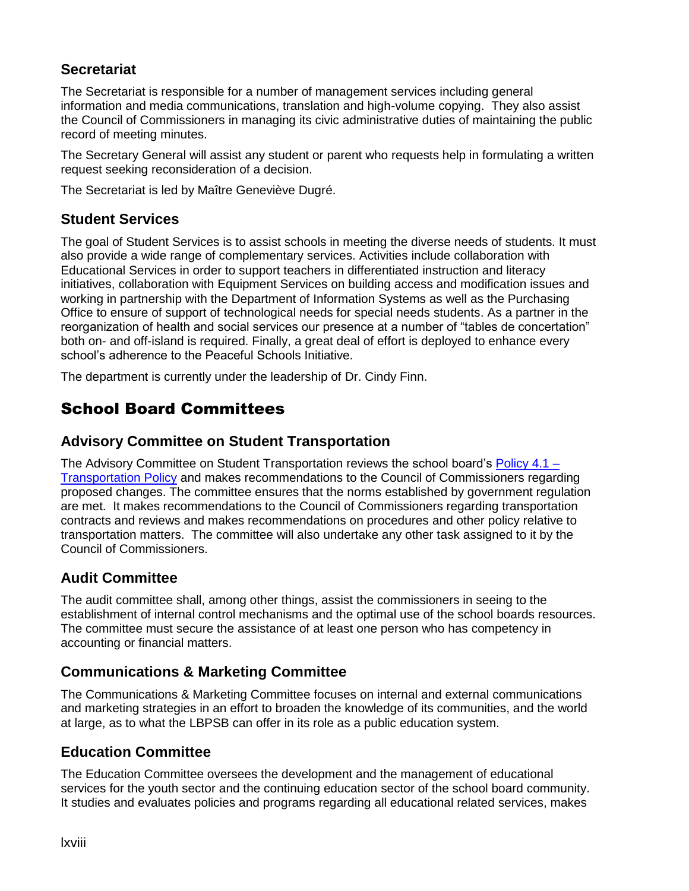### Secretariat

The Secretariat is responsible for a number of management services including general information and media communications, translation and high-volume copying. They also assist the Council of Commissioners in managing its civic administrative duties of maintaining the public record of meeting minutes.

The Secretary General will assist any student or parent who requests help in formulating a written request seeking reconsideration of a decision.

The Secretariat is led by Maître Geneviève Dugré.

### Student Services

The goal of Student Services is to assist schools in meeting the diverse needs of students. It must also provide a wide range of complementary services. Activities include collaboration with Educational Services in order to support teachers in differentiated instruction and literacy initiatives, collaboration with Equipment Services on building access and modification issues and working in partnership with the Department of Information Systems as well as the Purchasing Office to ensure of support of technological needs for special needs students. As a partner in the reorganization of health and social services our presence at a number of "tables de concertation" both on- and off-island is required. Finally, a great deal of effort is deployed to enhance every school's adherence to the Peaceful Schools Initiative.

The department is currently under the leadership of Dr. Cindy Finn.

## School Board Committees

### Advisory Committee on Student Transportation

The Advisory Committee on Student Transportation reviews the school board's Policy 4.1 – Transportation Policy and makes recommendations to the Council of Commissioners regarding proposed changes. The committee ensures that the norms established by government regulation are met. It makes recommendations to the Council of Commissioners regarding transportation contracts and reviews and makes recommendations on procedures and other policy relative to transportation matters. The committee will also undertake any other task assigned to it by the Council of Commissioners.

### Audit Committee

The audit committee shall, among other things, assist the commissioners in seeing to the establishment of internal control mechanisms and the optimal use of the school boards resources. The committee must secure the assistance of at least one person who has competency in accounting or financial matters.

### Communications & Marketing Committee

The Communications & Marketing Committee focuses on internal and external communications and marketing strategies in an effort to broaden the knowledge of its communities, and the world at large, as to what the LBPSB can offer in its role as a public education system.

### Education Committee

The Education Committee oversees the development and the management of educational services for the youth sector and the continuing education sector of the school board community. It studies and evaluates policies and programs regarding all educational related services, makes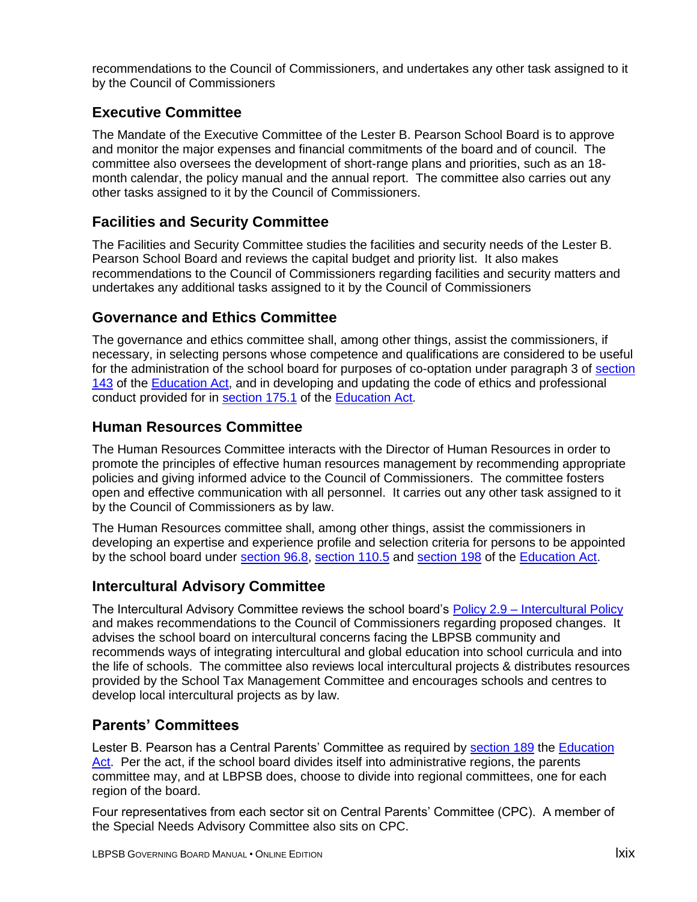recommendations to the Council of Commissioners, and undertakes any other task assigned to it by the Council of Commissioners

## Executive Committee

The Mandate of the Executive Committee of the Lester B. Pearson School Board is to approve and monitor the major expenses and financial commitments of the board and of council. The committee also oversees the development of short-range plans and priorities, such as an 18-month calendar, the policy manual and the annual report. The committee also carries out any other tasks assigned to it by the Council of Commissioners.

## Facilities and Security Committee

The Facilities and Security Committee studies the facilities and security needs of the Lester B. Pearson School Board and reviews the capital budget and priority list. It also makes recommendations to the Council of Commissioners regarding facilities and security matters and undertakes any additional tasks assigned to it by the Council of Commissioners

## Governance and Ethics Committee

The governance and ethics committee shall, among other things, assist the commissioners, if necessary, in selecting persons whose competence and qualifications are considered to be useful for the administration of the school board for purposes of co-optation under paragraph 3 of section 143 of the Education Act, and in developing and updating the code of ethics and professional conduct provided for in section 175.1 of the Education Act.

## Human Resources Committee

The Human Resources Committee interacts with the Director of Human Resources in order to promote the principles of effective human resources management by recommending appropriate policies and giving informed advice to the Council of Commissioners. The committee fosters open and effective communication with all personnel. It carries out any other task assigned to it by the Council of Commissioners as by law.

The Human Resources committee shall, among other things, assist the commissioners in developing an expertise and experience profile and selection criteria for persons to be appointed by the school board under section 96.8, section 110.5 and section 198 of the Education Act.

## Intercultural Advisory Committee

The Intercultural Advisory Committee reviews the school board's Policy 2.9 – Intercultural Policy and makes recommendations to the Council of Commissioners regarding proposed changes. It advises the school board on intercultural concerns facing the LBPSB community and recommends ways of integrating intercultural and global education into school curricula and into the life of schools. The committee also reviews local intercultural projects & distributes resources provided by the School Tax Management Committee and encourages schools and centres to develop local intercultural projects as by law.

## Parents' Committees

Lester B. Pearson has a Central Parents' Committee as required by section 189 the Education Act. Per the act, if the school board divides itself into administrative regions, the parents committee may, and at LBPSB does, choose to divide into regional committees, one for each region of the board.

Four representatives from each sector sit on Central Parents' Committee (CPC). A member of the Special Needs Advisory Committee also sits on CPC.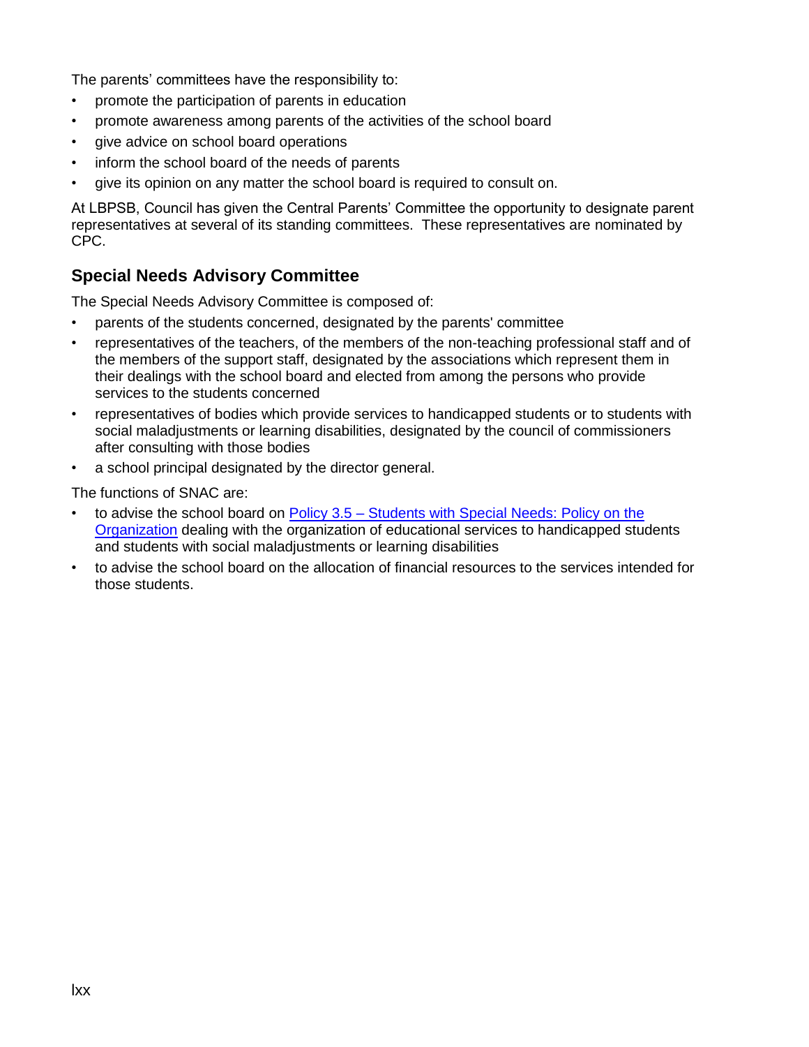The parents' committees have the responsibility to:

- promote the participation of parents in education
- promote awareness among parents of the activities of the school board
- give advice on school board operations
- inform the school board of the needs of parents
- give its opinion on any matter the school board is required to consult on.

At LBPSB, Council has given the Central Parents' Committee the opportunity to designate parent representatives at several of its standing committees. These representatives are nominated by CPC.

## Special Needs Advisory Committee

The Special Needs Advisory Committee is composed of:

- parents of the students concerned, designated by the parents' committee
- representatives of the teachers, of the members of the non-teaching professional staff and of the members of the support staff, designated by the associations which represent them in their dealings with the school board and elected from among the persons who provide services to the students concerned
- representatives of bodies which provide services to handicapped students or to students with social maladjustments or learning disabilities, designated by the council of commissioners after consulting with those bodies
- a school principal designated by the director general.

The functions of SNAC are:

- to advise the school board on Policy 3.5 – Students with Special Needs: Policy on the Organization dealing with the organization of educational services to handicapped students and students with social maladjustments or learning disabilities
- to advise the school board on the allocation of financial resources to the services intended for those students.